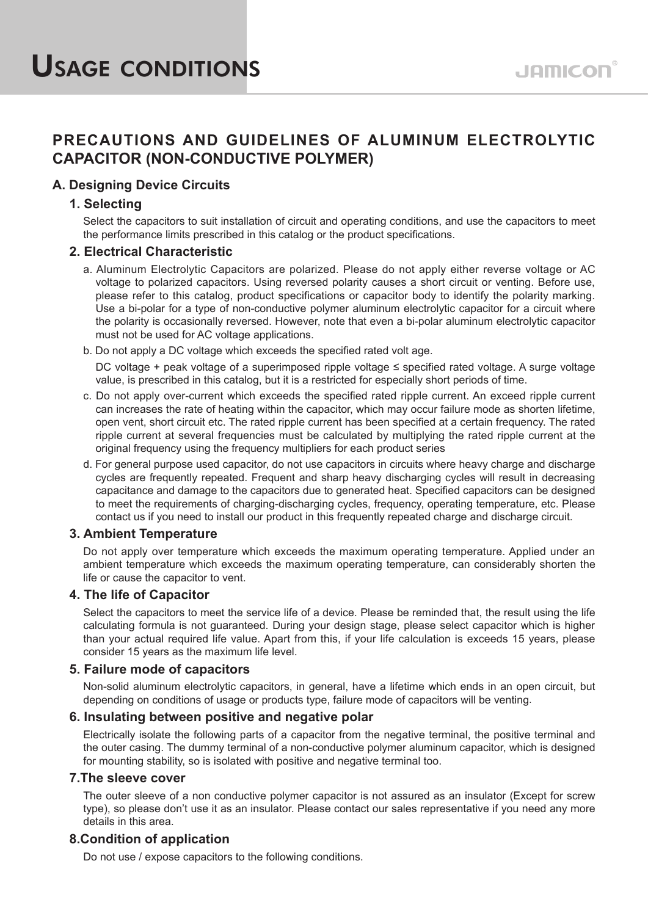# USAGE CONDITIONS

## PRECAUTIONS AND GUIDELINES OF ALUMINUM ELECTROLYTIC CAPACITOR (NON-CONDUCTIVE POLYMER)

### A. Designing Device Circuits

#### 1. Selecting

Select the capacitors to suit installation of circuit and operating conditions, and use the capacitors to meet the performance limits prescribed in this catalog or the product specifications.

#### 2. Electrical Characteristic

a. Aluminum Electrolytic Capacitors are polarized. Please do not apply either reverse voltage or AC voltage to polarized capacitors. Using reversed polarity causes a short circuit or venting. Before use, please refer to this catalog, product specifications or capacitor body to identify the polarity marking. Use a bi-polar for a type of non-conductive polymer aluminum electrolytic capacitor for a circuit where the polarity is occasionally reversed. However, note that even a bi-polar aluminum electrolytic capacitor must not be used for AC voltage applications.

b. Do not apply a DC voltage which exceeds the specified rated volt age.

DC voltage + peak voltage of a superimposed ripple voltage ≤ specified rated voltage. A surge voltage value, is prescribed in this catalog, but it is a restricted for especially short periods of time.

c. Do not apply over-current which exceeds the specified rated ripple current. An exceed ripple current can increases the rate of heating within the capacitor, which may occur failure mode as shorten lifetime, open vent, short circuit etc. The rated ripple current has been specified at a certain frequency. The rated ripple current at several frequencies must be calculated by multiplying the rated ripple current at the original frequency using the frequency multipliers for each product series

d. For general purpose used capacitor, do not use capacitors in circuits where heavy charge and discharge cycles are frequently repeated. Frequent and sharp heavy discharging cycles will result in decreasing capacitance and damage to the capacitors due to generated heat. Specified capacitors can be designed to meet the requirements of charging-discharging cycles, frequency, operating temperature, etc. Please contact us if you need to install our product in this frequently repeated charge and discharge circuit.

#### 3. Ambient Temperature

Do not apply over temperature which exceeds the maximum operating temperature. Applied under an ambient temperature which exceeds the maximum operating temperature, can considerably shorten the life or cause the capacitor to vent.

#### 4. The life of Capacitor

Select the capacitors to meet the service life of a device. Please be reminded that, the result using the life calculating formula is not guaranteed. During your design stage, please select capacitor which is higher than your actual required life value. Apart from this, if your life calculation is exceeds 15 years, please consider 15 years as the maximum life level.

#### 5. Failure mode of capacitors

Non-solid aluminum electrolytic capacitors, in general, have a lifetime which ends in an open circuit, but depending on conditions of usage or products type, failure mode of capacitors will be venting.

#### 6. Insulating between positive and negative polar

Electrically isolate the following parts of a capacitor from the negative terminal, the positive terminal and the outer casing. The dummy terminal of a non-conductive polymer aluminum capacitor, which is designed for mounting stability, so is isolated with positive and negative terminal too.

#### 7.The sleeve cover

The outer sleeve of a non conductive polymer capacitor is not assured as an insulator (Except for screw type), so please don't use it as an insulator. Please contact our sales representative if you need any more details in this area.

#### 8.Condition of application

Do not use / expose capacitors to the following conditions.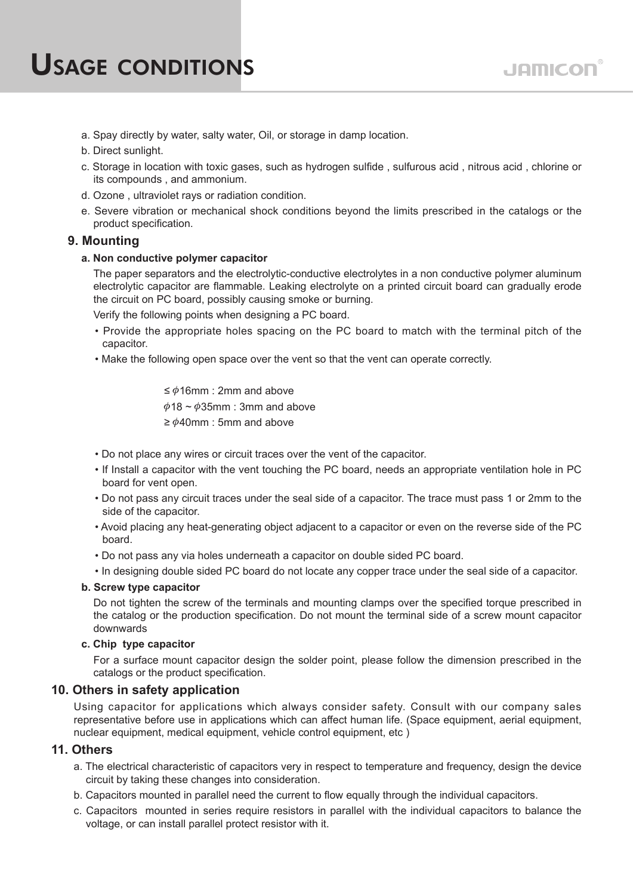# USAGE CONDITIONS

a. Spay directly by water, salty water, Oil, or storage in damp location.

b. Direct sunlight.

c. Storage in location with toxic gases, such as hydrogen sulfide , sulfurous acid , nitrous acid , chlorine or its compounds , and ammonium.

d. Ozone , ultraviolet rays or radiation condition.

e. Severe vibration or mechanical shock conditions beyond the limits prescribed in the catalogs or the product specification.

## 9. Mounting

**a. Non conductive polymer capacitor**

The paper separators and the electrolytic-conductive electrolytes in a non conductive polymer aluminum electrolytic capacitor are flammable. Leaking electrolyte on a printed circuit board can gradually erode the circuit on PC board, possibly causing smoke or burning.

Verify the following points when designing a PC board.

- Provide the appropriate holes spacing on the PC board to match with the terminal pitch of the capacitor.
- Make the following open space over the vent so that the vent can operate correctly.

$\leq \phi$16mm : 2mm and above

$\phi$18 ~ $\phi$35mm : 3mm and above

$\geq \phi$40mm : 5mm and above

- Do not place any wires or circuit traces over the vent of the capacitor.
- If Install a capacitor with the vent touching the PC board, needs an appropriate ventilation hole in PC board for vent open.
- Do not pass any circuit traces under the seal side of a capacitor. The trace must pass 1 or 2mm to the side of the capacitor.
- Avoid placing any heat-generating object adjacent to a capacitor or even on the reverse side of the PC board.
- Do not pass any via holes underneath a capacitor on double sided PC board.
- In designing double sided PC board do not locate any copper trace under the seal side of a capacitor.

**b. Screw type capacitor**

Do not tighten the screw of the terminals and mounting clamps over the specified torque prescribed in the catalog or the production specification. Do not mount the terminal side of a screw mount capacitor downwards

**c. Chip type capacitor**

For a surface mount capacitor design the solder point, please follow the dimension prescribed in the catalogs or the product specification.

## 10. Others in safety application

Using capacitor for applications which always consider safety. Consult with our company sales representative before use in applications which can affect human life. (Space equipment, aerial equipment, nuclear equipment, medical equipment, vehicle control equipment, etc )

## 11. Others

a. The electrical characteristic of capacitors very in respect to temperature and frequency, design the device circuit by taking these changes into consideration.

b. Capacitors mounted in parallel need the current to flow equally through the individual capacitors.

c. Capacitors mounted in series require resistors in parallel with the individual capacitors to balance the voltage, or can install parallel protect resistor with it.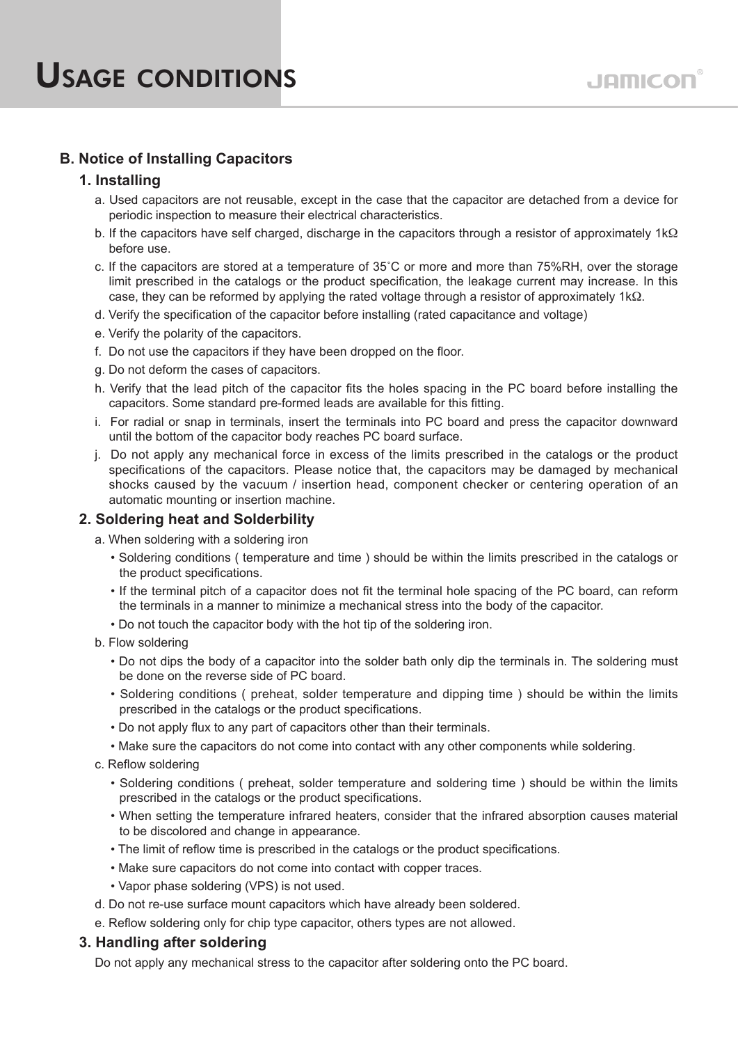# Usage conditions

## B. Notice of Installing Capacitors

### 1. Installing

a. Used capacitors are not reusable, except in the case that the capacitor are detached from a device for periodic inspection to measure their electrical characteristics.

b. If the capacitors have self charged, discharge in the capacitors through a resistor of approximately 1kΩ before use.

c. If the capacitors are stored at a temperature of 35˚C or more and more than 75%RH, over the storage limit prescribed in the catalogs or the product specification, the leakage current may increase. In this case, they can be reformed by applying the rated voltage through a resistor of approximately 1kΩ.

d. Verify the specification of the capacitor before installing (rated capacitance and voltage)

e. Verify the polarity of the capacitors.

f. Do not use the capacitors if they have been dropped on the floor.

g. Do not deform the cases of capacitors.

h. Verify that the lead pitch of the capacitor fits the holes spacing in the PC board before installing the capacitors. Some standard pre-formed leads are available for this fitting.

i. For radial or snap in terminals, insert the terminals into PC board and press the capacitor downward until the bottom of the capacitor body reaches PC board surface.

j. Do not apply any mechanical force in excess of the limits prescribed in the catalogs or the product specifications of the capacitors. Please notice that, the capacitors may be damaged by mechanical shocks caused by the vacuum / insertion head, component checker or centering operation of an automatic mounting or insertion machine.

### 2. Soldering heat and Solderbility

a. When soldering with a soldering iron

- Soldering conditions ( temperature and time ) should be within the limits prescribed in the catalogs or the product specifications.
- If the terminal pitch of a capacitor does not fit the terminal hole spacing of the PC board, can reform the terminals in a manner to minimize a mechanical stress into the body of the capacitor.
- Do not touch the capacitor body with the hot tip of the soldering iron.

b. Flow soldering

- Do not dips the body of a capacitor into the solder bath only dip the terminals in. The soldering must be done on the reverse side of PC board.
- Soldering conditions ( preheat, solder temperature and dipping time ) should be within the limits prescribed in the catalogs or the product specifications.
- Do not apply flux to any part of capacitors other than their terminals.
- Make sure the capacitors do not come into contact with any other components while soldering.

c. Reflow soldering

- Soldering conditions ( preheat, solder temperature and soldering time ) should be within the limits prescribed in the catalogs or the product specifications.
- When setting the temperature infrared heaters, consider that the infrared absorption causes material to be discolored and change in appearance.
- The limit of reflow time is prescribed in the catalogs or the product specifications.
- Make sure capacitors do not come into contact with copper traces.
- Vapor phase soldering (VPS) is not used.

d. Do not re-use surface mount capacitors which have already been soldered.

e. Reflow soldering only for chip type capacitor, others types are not allowed.

### 3. Handling after soldering

Do not apply any mechanical stress to the capacitor after soldering onto the PC board.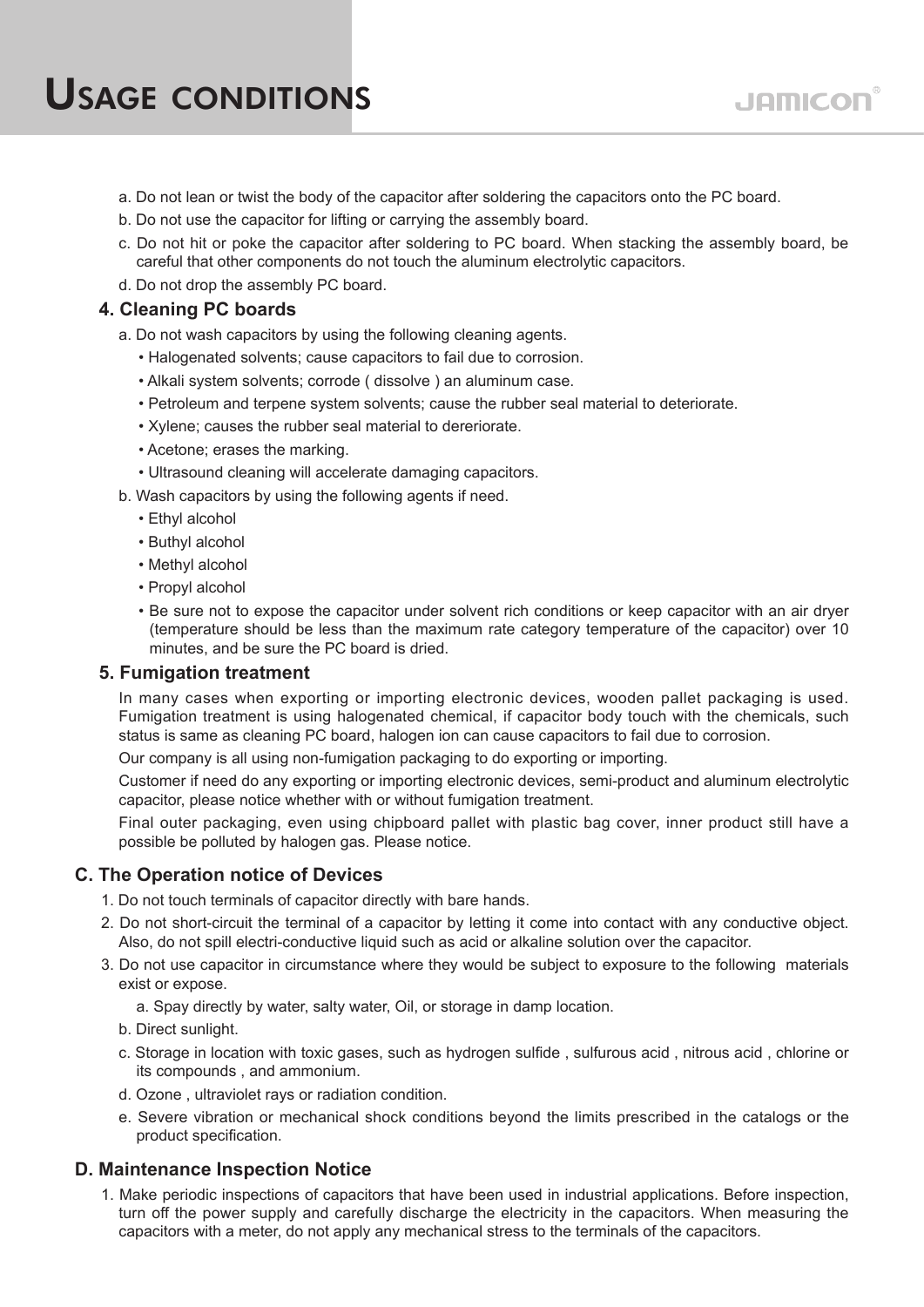a. Do not lean or twist the body of the capacitor after soldering the capacitors onto the PC board.

b. Do not use the capacitor for lifting or carrying the assembly board.

c. Do not hit or poke the capacitor after soldering to PC board. When stacking the assembly board, be careful that other components do not touch the aluminum electrolytic capacitors.

d. Do not drop the assembly PC board.

### 4. Cleaning PC boards

a. Do not wash capacitors by using the following cleaning agents.

- Halogenated solvents; cause capacitors to fail due to corrosion.
- Alkali system solvents; corrode ( dissolve ) an aluminum case.
- Petroleum and terpene system solvents; cause the rubber seal material to deteriorate.
- Xylene; causes the rubber seal material to dereriorate.
- Acetone; erases the marking.
- Ultrasound cleaning will accelerate damaging capacitors.

b. Wash capacitors by using the following agents if need.

- Ethyl alcohol
- Buthyl alcohol
- Methyl alcohol
- Propyl alcohol
- Be sure not to expose the capacitor under solvent rich conditions or keep capacitor with an air dryer (temperature should be less than the maximum rate category temperature of the capacitor) over 10 minutes, and be sure the PC board is dried.

### 5. Fumigation treatment

In many cases when exporting or importing electronic devices, wooden pallet packaging is used. Fumigation treatment is using halogenated chemical, if capacitor body touch with the chemicals, such status is same as cleaning PC board, halogen ion can cause capacitors to fail due to corrosion.

Our company is all using non-fumigation packaging to do exporting or importing.

Customer if need do any exporting or importing electronic devices, semi-product and aluminum electrolytic capacitor, please notice whether with or without fumigation treatment.

Final outer packaging, even using chipboard pallet with plastic bag cover, inner product still have a possible be polluted by halogen gas. Please notice.

## C. The Operation notice of Devices

1. Do not touch terminals of capacitor directly with bare hands.
2. Do not short-circuit the terminal of a capacitor by letting it come into contact with any conductive object. Also, do not spill electri-conductive liquid such as acid or alkaline solution over the capacitor.
3. Do not use capacitor in circumstance where they would be subject to exposure to the following materials exist or expose.

   a. Spay directly by water, salty water, Oil, or storage in damp location.

   b. Direct sunlight.

   c. Storage in location with toxic gases, such as hydrogen sulfide , sulfurous acid , nitrous acid , chlorine or its compounds , and ammonium.

   d. Ozone , ultraviolet rays or radiation condition.

   e. Severe vibration or mechanical shock conditions beyond the limits prescribed in the catalogs or the product specification.

## D. Maintenance Inspection Notice

1. Make periodic inspections of capacitors that have been used in industrial applications. Before inspection, turn off the power supply and carefully discharge the electricity in the capacitors. When measuring the capacitors with a meter, do not apply any mechanical stress to the terminals of the capacitors.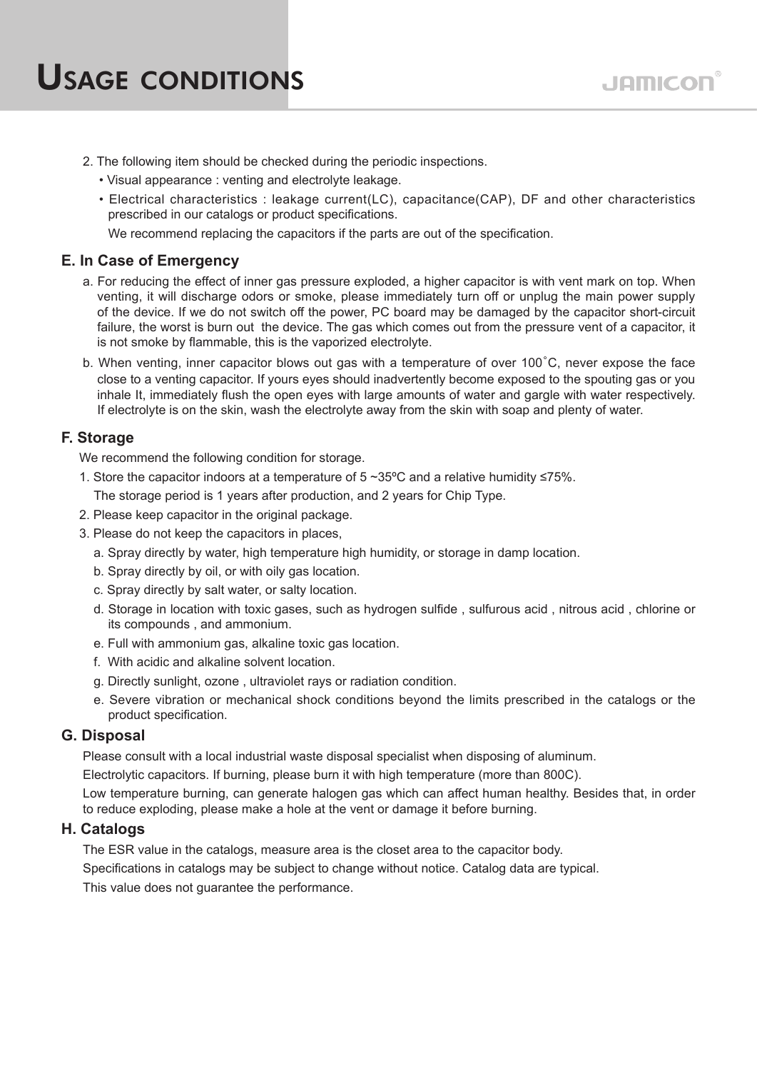# USAGE CONDITIONS

2. The following item should be checked during the periodic inspections.
   - Visual appearance : venting and electrolyte leakage.
   - Electrical characteristics : leakage current(LC), capacitance(CAP), DF and other characteristics prescribed in our catalogs or product specifications.

   We recommend replacing the capacitors if the parts are out of the specification.

### E. In Case of Emergency

a. For reducing the effect of inner gas pressure exploded, a higher capacitor is with vent mark on top. When venting, it will discharge odors or smoke, please immediately turn off or unplug the main power supply of the device. If we do not switch off the power, PC board may be damaged by the capacitor short-circuit failure, the worst is burn out the device. The gas which comes out from the pressure vent of a capacitor, it is not smoke by flammable, this is the vaporized electrolyte.

b. When venting, inner capacitor blows out gas with a temperature of over 100˚C, never expose the face close to a venting capacitor. If yours eyes should inadvertently become exposed to the spouting gas or you inhale It, immediately flush the open eyes with large amounts of water and gargle with water respectively. If electrolyte is on the skin, wash the electrolyte away from the skin with soap and plenty of water.

### F. Storage

We recommend the following condition for storage.

1. Store the capacitor indoors at a temperature of 5 ~35ºC and a relative humidity ≤75%.

   The storage period is 1 years after production, and 2 years for Chip Type.
2. Please keep capacitor in the original package.
3. Please do not keep the capacitors in places,
   a. Spray directly by water, high temperature high humidity, or storage in damp location.
   b. Spray directly by oil, or with oily gas location.
   c. Spray directly by salt water, or salty location.
   d. Storage in location with toxic gases, such as hydrogen sulfide , sulfurous acid , nitrous acid , chlorine or its compounds , and ammonium.
   e. Full with ammonium gas, alkaline toxic gas location.
   f. With acidic and alkaline solvent location.
   g. Directly sunlight, ozone , ultraviolet rays or radiation condition.
   e. Severe vibration or mechanical shock conditions beyond the limits prescribed in the catalogs or the product specification.

### G. Disposal

Please consult with a local industrial waste disposal specialist when disposing of aluminum.

Electrolytic capacitors. If burning, please burn it with high temperature (more than 800C).

Low temperature burning, can generate halogen gas which can affect human healthy. Besides that, in order to reduce exploding, please make a hole at the vent or damage it before burning.

### H. Catalogs

The ESR value in the catalogs, measure area is the closet area to the capacitor body.

Specifications in catalogs may be subject to change without notice. Catalog data are typical.

This value does not guarantee the performance.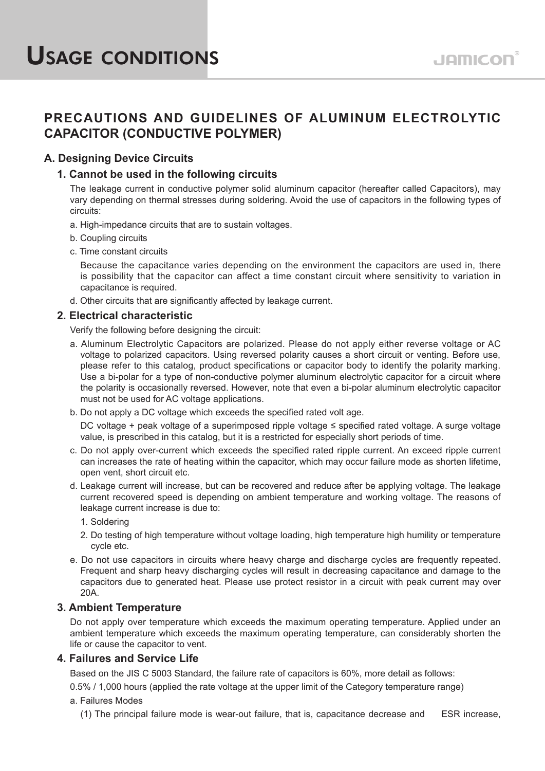# Usage conditions

## PRECAUTIONS AND GUIDELINES OF ALUMINUM ELECTROLYTIC CAPACITOR (CONDUCTIVE POLYMER)

### A. Designing Device Circuits

#### 1. Cannot be used in the following circuits

The leakage current in conductive polymer solid aluminum capacitor (hereafter called Capacitors), may vary depending on thermal stresses during soldering. Avoid the use of capacitors in the following types of circuits:

a. High-impedance circuits that are to sustain voltages.

b. Coupling circuits

c. Time constant circuits

Because the capacitance varies depending on the environment the capacitors are used in, there is possibility that the capacitor can affect a time constant circuit where sensitivity to variation in capacitance is required.

d. Other circuits that are significantly affected by leakage current.

#### 2. Electrical characteristic

Verify the following before designing the circuit:

a. Aluminum Electrolytic Capacitors are polarized. Please do not apply either reverse voltage or AC voltage to polarized capacitors. Using reversed polarity causes a short circuit or venting. Before use, please refer to this catalog, product specifications or capacitor body to identify the polarity marking. Use a bi-polar for a type of non-conductive polymer aluminum electrolytic capacitor for a circuit where the polarity is occasionally reversed. However, note that even a bi-polar aluminum electrolytic capacitor must not be used for AC voltage applications.

b. Do not apply a DC voltage which exceeds the specified rated volt age.

DC voltage + peak voltage of a superimposed ripple voltage ≤ specified rated voltage. A surge voltage value, is prescribed in this catalog, but it is a restricted for especially short periods of time.

c. Do not apply over-current which exceeds the specified rated ripple current. An exceed ripple current can increases the rate of heating within the capacitor, which may occur failure mode as shorten lifetime, open vent, short circuit etc.

d. Leakage current will increase, but can be recovered and reduce after be applying voltage. The leakage current recovered speed is depending on ambient temperature and working voltage. The reasons of leakage current increase is due to:

1. Soldering
2. Do testing of high temperature without voltage loading, high temperature high humility or temperature cycle etc.

e. Do not use capacitors in circuits where heavy charge and discharge cycles are frequently repeated. Frequent and sharp heavy discharging cycles will result in decreasing capacitance and damage to the capacitors due to generated heat. Please use protect resistor in a circuit with peak current may over 20A.

#### 3. Ambient Temperature

Do not apply over temperature which exceeds the maximum operating temperature. Applied under an ambient temperature which exceeds the maximum operating temperature, can considerably shorten the life or cause the capacitor to vent.

#### 4. Failures and Service Life

Based on the JIS C 5003 Standard, the failure rate of capacitors is 60%, more detail as follows:

0.5% / 1,000 hours (applied the rate voltage at the upper limit of the Category temperature range)

a. Failures Modes

(1) The principal failure mode is wear-out failure, that is, capacitance decrease and ESR increase,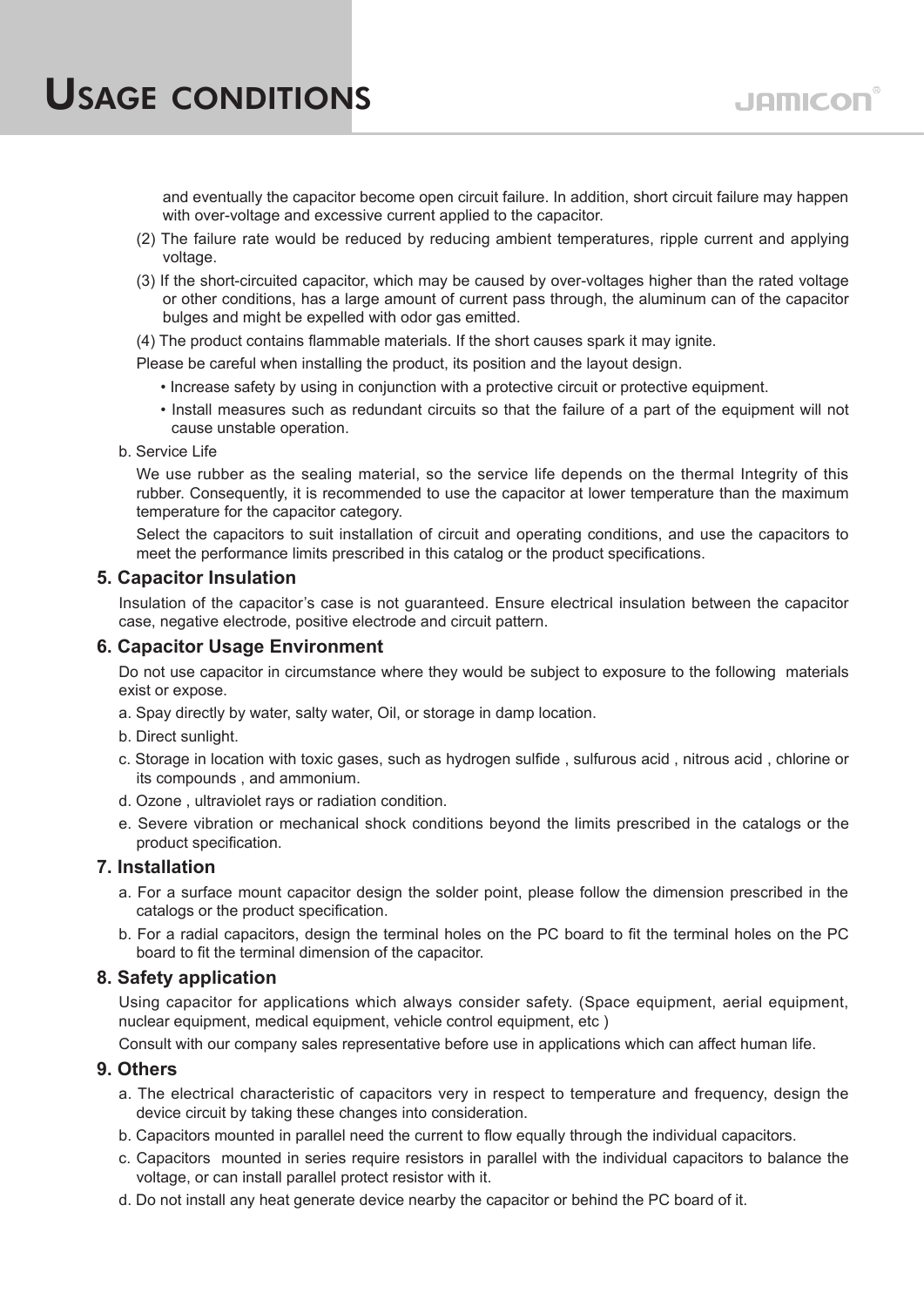and eventually the capacitor become open circuit failure. In addition, short circuit failure may happen with over-voltage and excessive current applied to the capacitor.

(2) The failure rate would be reduced by reducing ambient temperatures, ripple current and applying voltage.

(3) If the short-circuited capacitor, which may be caused by over-voltages higher than the rated voltage or other conditions, has a large amount of current pass through, the aluminum can of the capacitor bulges and might be expelled with odor gas emitted.

(4) The product contains flammable materials. If the short causes spark it may ignite.

Please be careful when installing the product, its position and the layout design.

- Increase safety by using in conjunction with a protective circuit or protective equipment.
- Install measures such as redundant circuits so that the failure of a part of the equipment will not cause unstable operation.

b. Service Life

We use rubber as the sealing material, so the service life depends on the thermal Integrity of this rubber. Consequently, it is recommended to use the capacitor at lower temperature than the maximum temperature for the capacitor category.

Select the capacitors to suit installation of circuit and operating conditions, and use the capacitors to meet the performance limits prescribed in this catalog or the product specifications.

## 5. Capacitor Insulation

Insulation of the capacitor's case is not guaranteed. Ensure electrical insulation between the capacitor case, negative electrode, positive electrode and circuit pattern.

## 6. Capacitor Usage Environment

Do not use capacitor in circumstance where they would be subject to exposure to the following materials exist or expose.

a. Spay directly by water, salty water, Oil, or storage in damp location.

b. Direct sunlight.

c. Storage in location with toxic gases, such as hydrogen sulfide , sulfurous acid , nitrous acid , chlorine or its compounds , and ammonium.

d. Ozone , ultraviolet rays or radiation condition.

e. Severe vibration or mechanical shock conditions beyond the limits prescribed in the catalogs or the product specification.

## 7. Installation

a. For a surface mount capacitor design the solder point, please follow the dimension prescribed in the catalogs or the product specification.

b. For a radial capacitors, design the terminal holes on the PC board to fit the terminal holes on the PC board to fit the terminal dimension of the capacitor.

## 8. Safety application

Using capacitor for applications which always consider safety. (Space equipment, aerial equipment, nuclear equipment, medical equipment, vehicle control equipment, etc )

Consult with our company sales representative before use in applications which can affect human life.

## 9. Others

a. The electrical characteristic of capacitors very in respect to temperature and frequency, design the device circuit by taking these changes into consideration.

b. Capacitors mounted in parallel need the current to flow equally through the individual capacitors.

c. Capacitors mounted in series require resistors in parallel with the individual capacitors to balance the voltage, or can install parallel protect resistor with it.

d. Do not install any heat generate device nearby the capacitor or behind the PC board of it.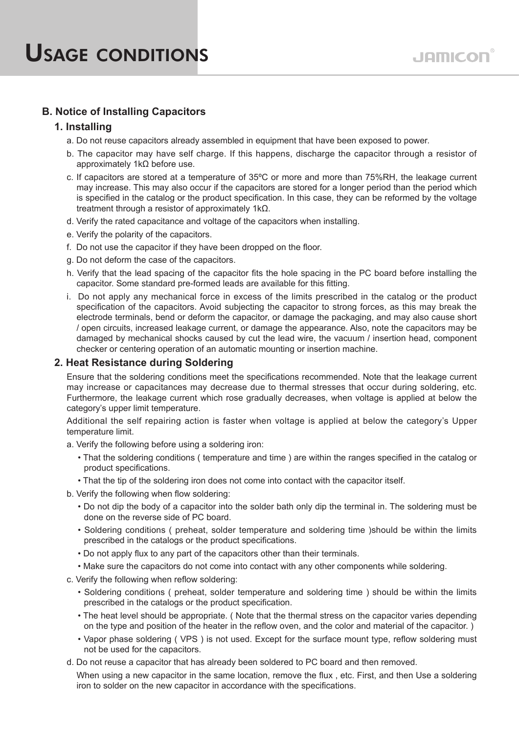# Usage conditions

## B. Notice of Installing Capacitors

### 1. Installing

a. Do not reuse capacitors already assembled in equipment that have been exposed to power.

b. The capacitor may have self charge. If this happens, discharge the capacitor through a resistor of approximately 1kΩ before use.

c. If capacitors are stored at a temperature of 35ºC or more and more than 75%RH, the leakage current may increase. This may also occur if the capacitors are stored for a longer period than the period which is specified in the catalog or the product specification. In this case, they can be reformed by the voltage treatment through a resistor of approximately 1kΩ.

d. Verify the rated capacitance and voltage of the capacitors when installing.

e. Verify the polarity of the capacitors.

f. Do not use the capacitor if they have been dropped on the floor.

g. Do not deform the case of the capacitors.

h. Verify that the lead spacing of the capacitor fits the hole spacing in the PC board before installing the capacitor. Some standard pre-formed leads are available for this fitting.

i. Do not apply any mechanical force in excess of the limits prescribed in the catalog or the product specification of the capacitors. Avoid subjecting the capacitor to strong forces, as this may break the electrode terminals, bend or deform the capacitor, or damage the packaging, and may also cause short / open circuits, increased leakage current, or damage the appearance. Also, note the capacitors may be damaged by mechanical shocks caused by cut the lead wire, the vacuum / insertion head, component checker or centering operation of an automatic mounting or insertion machine.

### 2. Heat Resistance during Soldering

Ensure that the soldering conditions meet the specifications recommended. Note that the leakage current may increase or capacitances may decrease due to thermal stresses that occur during soldering, etc. Furthermore, the leakage current which rose gradually decreases, when voltage is applied at below the category's upper limit temperature.

Additional the self repairing action is faster when voltage is applied at below the category's Upper temperature limit.

a. Verify the following before using a soldering iron:

- That the soldering conditions ( temperature and time ) are within the ranges specified in the catalog or product specifications.
- That the tip of the soldering iron does not come into contact with the capacitor itself.

b. Verify the following when flow soldering:

- Do not dip the body of a capacitor into the solder bath only dip the terminal in. The soldering must be done on the reverse side of PC board.
- Soldering conditions ( preheat, solder temperature and soldering time )should be within the limits prescribed in the catalogs or the product specifications.
- Do not apply flux to any part of the capacitors other than their terminals.
- Make sure the capacitors do not come into contact with any other components while soldering.

c. Verify the following when reflow soldering:

- Soldering conditions ( preheat, solder temperature and soldering time ) should be within the limits prescribed in the catalogs or the product specification.
- The heat level should be appropriate. ( Note that the thermal stress on the capacitor varies depending on the type and position of the heater in the reflow oven, and the color and material of the capacitor. )
- Vapor phase soldering ( VPS ) is not used. Except for the surface mount type, reflow soldering must not be used for the capacitors.

d. Do not reuse a capacitor that has already been soldered to PC board and then removed.

When using a new capacitor in the same location, remove the flux , etc. First, and then Use a soldering iron to solder on the new capacitor in accordance with the specifications.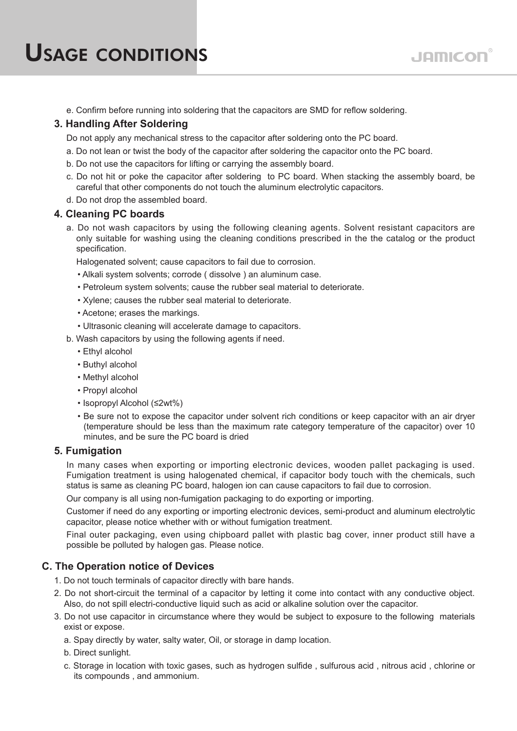e. Confirm before running into soldering that the capacitors are SMD for reflow soldering.

### 3. Handling After Soldering

Do not apply any mechanical stress to the capacitor after soldering onto the PC board.

a. Do not lean or twist the body of the capacitor after soldering the capacitor onto the PC board.

b. Do not use the capacitors for lifting or carrying the assembly board.

c. Do not hit or poke the capacitor after soldering to PC board. When stacking the assembly board, be careful that other components do not touch the aluminum electrolytic capacitors.

d. Do not drop the assembled board.

### 4. Cleaning PC boards

a. Do not wash capacitors by using the following cleaning agents. Solvent resistant capacitors are only suitable for washing using the cleaning conditions prescribed in the the catalog or the product specification.

Halogenated solvent; cause capacitors to fail due to corrosion.

- Alkali system solvents; corrode ( dissolve ) an aluminum case.
- Petroleum system solvents; cause the rubber seal material to deteriorate.
- Xylene; causes the rubber seal material to deteriorate.
- Acetone; erases the markings.
- Ultrasonic cleaning will accelerate damage to capacitors.

b. Wash capacitors by using the following agents if need.

- Ethyl alcohol
- Buthyl alcohol
- Methyl alcohol
- Propyl alcohol
- Isopropyl Alcohol (≤2wt%)
- Be sure not to expose the capacitor under solvent rich conditions or keep capacitor with an air dryer (temperature should be less than the maximum rate category temperature of the capacitor) over 10 minutes, and be sure the PC board is dried

### 5. Fumigation

In many cases when exporting or importing electronic devices, wooden pallet packaging is used. Fumigation treatment is using halogenated chemical, if capacitor body touch with the chemicals, such status is same as cleaning PC board, halogen ion can cause capacitors to fail due to corrosion.

Our company is all using non-fumigation packaging to do exporting or importing.

Customer if need do any exporting or importing electronic devices, semi-product and aluminum electrolytic capacitor, please notice whether with or without fumigation treatment.

Final outer packaging, even using chipboard pallet with plastic bag cover, inner product still have a possible be polluted by halogen gas. Please notice.

## C. The Operation notice of Devices

1. Do not touch terminals of capacitor directly with bare hands.
2. Do not short-circuit the terminal of a capacitor by letting it come into contact with any conductive object. Also, do not spill electri-conductive liquid such as acid or alkaline solution over the capacitor.
3. Do not use capacitor in circumstance where they would be subject to exposure to the following materials exist or expose.

   a. Spay directly by water, salty water, Oil, or storage in damp location.

   b. Direct sunlight.

   c. Storage in location with toxic gases, such as hydrogen sulfide , sulfurous acid , nitrous acid , chlorine or its compounds , and ammonium.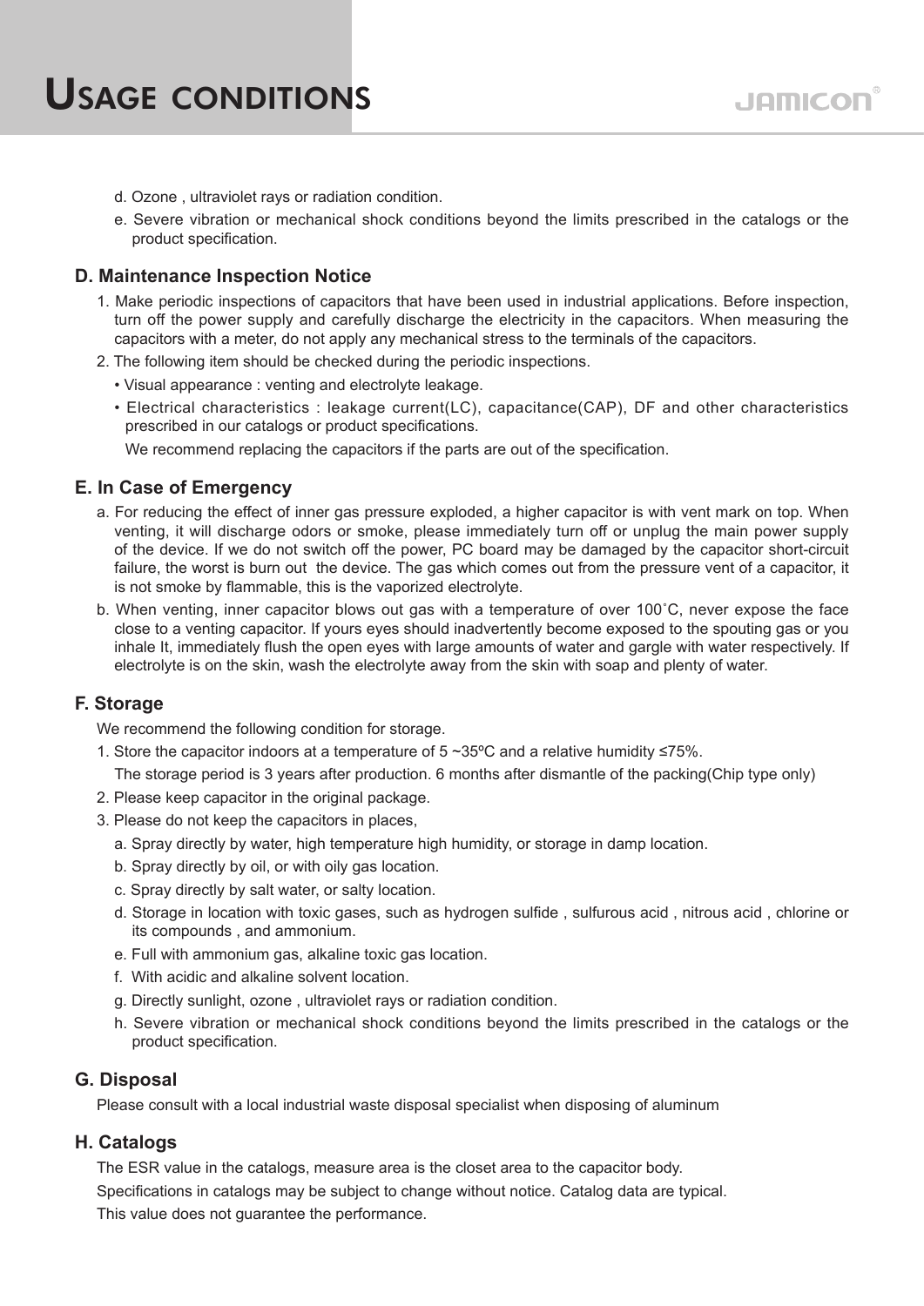d. Ozone , ultraviolet rays or radiation condition.

e. Severe vibration or mechanical shock conditions beyond the limits prescribed in the catalogs or the product specification.

### D. Maintenance Inspection Notice

1. Make periodic inspections of capacitors that have been used in industrial applications. Before inspection, turn off the power supply and carefully discharge the electricity in the capacitors. When measuring the capacitors with a meter, do not apply any mechanical stress to the terminals of the capacitors.
2. The following item should be checked during the periodic inspections.
   - Visual appearance : venting and electrolyte leakage.
   - Electrical characteristics : leakage current(LC), capacitance(CAP), DF and other characteristics prescribed in our catalogs or product specifications.

   We recommend replacing the capacitors if the parts are out of the specification.

### E. In Case of Emergency

a. For reducing the effect of inner gas pressure exploded, a higher capacitor is with vent mark on top. When venting, it will discharge odors or smoke, please immediately turn off or unplug the main power supply of the device. If we do not switch off the power, PC board may be damaged by the capacitor short-circuit failure, the worst is burn out the device. The gas which comes out from the pressure vent of a capacitor, it is not smoke by flammable, this is the vaporized electrolyte.

b. When venting, inner capacitor blows out gas with a temperature of over 100˚C, never expose the face close to a venting capacitor. If yours eyes should inadvertently become exposed to the spouting gas or you inhale It, immediately flush the open eyes with large amounts of water and gargle with water respectively. If electrolyte is on the skin, wash the electrolyte away from the skin with soap and plenty of water.

### F. Storage

We recommend the following condition for storage.

1. Store the capacitor indoors at a temperature of 5 ~35ºC and a relative humidity ≤75%.

   The storage period is 3 years after production. 6 months after dismantle of the packing(Chip type only)
2. Please keep capacitor in the original package.
3. Please do not keep the capacitors in places,

   a. Spray directly by water, high temperature high humidity, or storage in damp location.

   b. Spray directly by oil, or with oily gas location.

   c. Spray directly by salt water, or salty location.

   d. Storage in location with toxic gases, such as hydrogen sulfide , sulfurous acid , nitrous acid , chlorine or its compounds , and ammonium.

   e. Full with ammonium gas, alkaline toxic gas location.

   f. With acidic and alkaline solvent location.

   g. Directly sunlight, ozone , ultraviolet rays or radiation condition.

   h. Severe vibration or mechanical shock conditions beyond the limits prescribed in the catalogs or the product specification.

### G. Disposal

Please consult with a local industrial waste disposal specialist when disposing of aluminum

### H. Catalogs

The ESR value in the catalogs, measure area is the closet area to the capacitor body.

Specifications in catalogs may be subject to change without notice. Catalog data are typical.

This value does not guarantee the performance.